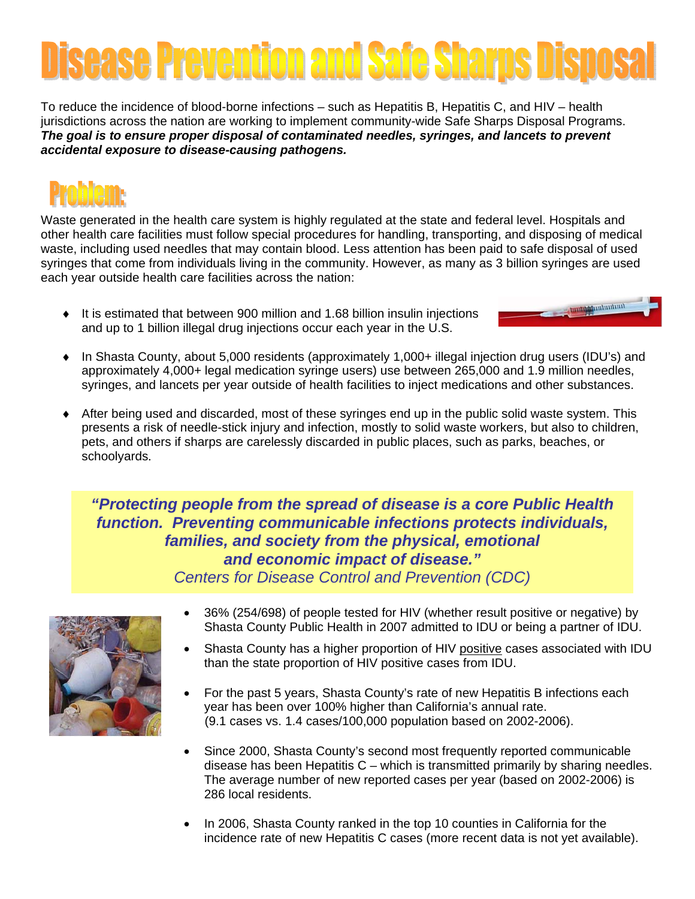# Disease Prevention and Safe Sharps Disposal

To reduce the incidence of blood-borne infections – such as Hepatitis B, Hepatitis C, and HIV – health jurisdictions across the nation are working to implement community-wide Safe Sharps Disposal Programs. ***The goal is to ensure proper disposal of contaminated needles, syringes, and lancets to prevent accidental exposure to disease-causing pathogens.***

## Problem:

Waste generated in the health care system is highly regulated at the state and federal level. Hospitals and other health care facilities must follow special procedures for handling, transporting, and disposing of medical waste, including used needles that may contain blood. Less attention has been paid to safe disposal of used syringes that come from individuals living in the community. However, as many as 3 billion syringes are used each year outside health care facilities across the nation:

- It is estimated that between 900 million and 1.68 billion insulin injections and up to 1 billion illegal drug injections occur each year in the U.S.
- In Shasta County, about 5,000 residents (approximately 1,000+ illegal injection drug users (IDU's) and approximately 4,000+ legal medication syringe users) use between 265,000 and 1.9 million needles, syringes, and lancets per year outside of health facilities to inject medications and other substances.
- After being used and discarded, most of these syringes end up in the public solid waste system. This presents a risk of needle-stick injury and infection, mostly to solid waste workers, but also to children, pets, and others if sharps are carelessly discarded in public places, such as parks, beaches, or schoolyards.

> ***"Protecting people from the spread of disease is a core Public Health function. Preventing communicable infections protects individuals, families, and society from the physical, emotional and economic impact of disease."***
> *Centers for Disease Control and Prevention (CDC)*

- 36% (254/698) of people tested for HIV (whether result positive or negative) by Shasta County Public Health in 2007 admitted to IDU or being a partner of IDU.
- Shasta County has a higher proportion of HIV positive cases associated with IDU than the state proportion of HIV positive cases from IDU.
- For the past 5 years, Shasta County's rate of new Hepatitis B infections each year has been over 100% higher than California's annual rate. (9.1 cases vs. 1.4 cases/100,000 population based on 2002-2006).
- Since 2000, Shasta County's second most frequently reported communicable disease has been Hepatitis C – which is transmitted primarily by sharing needles. The average number of new reported cases per year (based on 2002-2006) is 286 local residents.
- In 2006, Shasta County ranked in the top 10 counties in California for the incidence rate of new Hepatitis C cases (more recent data is not yet available).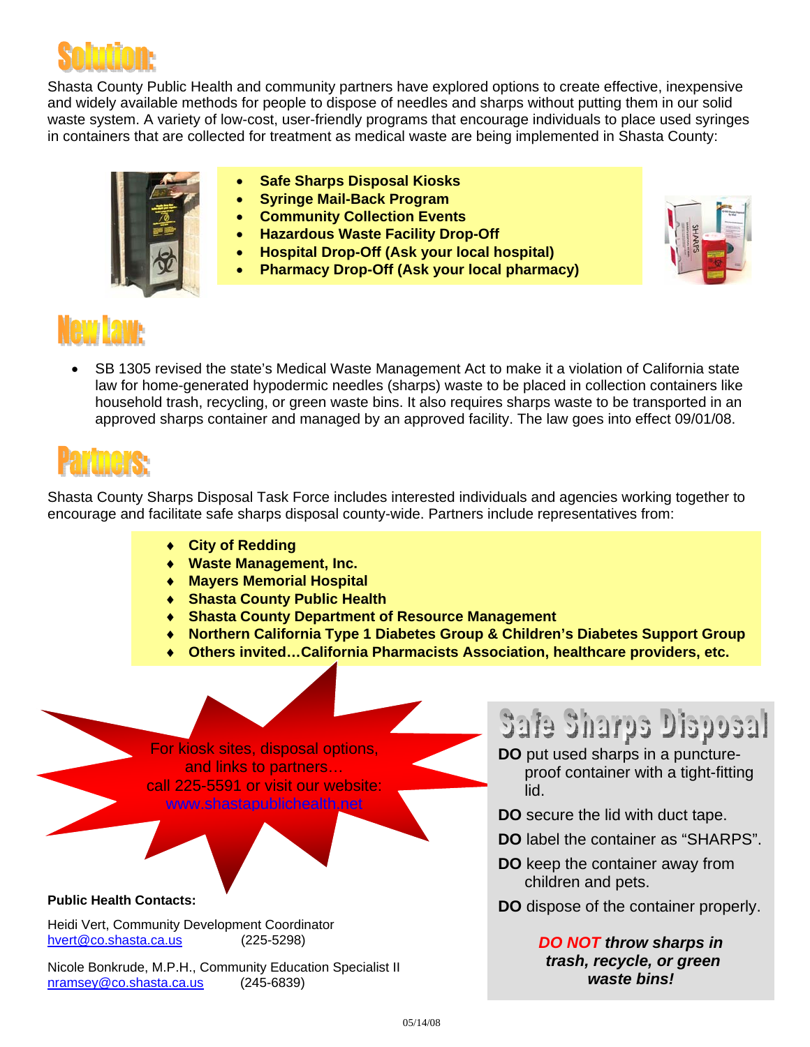# Solution:

Shasta County Public Health and community partners have explored options to create effective, inexpensive and widely available methods for people to dispose of needles and sharps without putting them in our solid waste system. A variety of low-cost, user-friendly programs that encourage individuals to place used syringes in containers that are collected for treatment as medical waste are being implemented in Shasta County:

- **Safe Sharps Disposal Kiosks**
- **Syringe Mail-Back Program**
- **Community Collection Events**
- **Hazardous Waste Facility Drop-Off**
- **Hospital Drop-Off (Ask your local hospital)**
- **Pharmacy Drop-Off (Ask your local pharmacy)**

# New law:

- SB 1305 revised the state's Medical Waste Management Act to make it a violation of California state law for home-generated hypodermic needles (sharps) waste to be placed in collection containers like household trash, recycling, or green waste bins. It also requires sharps waste to be transported in an approved sharps container and managed by an approved facility. The law goes into effect 09/01/08.

# Partners:

Shasta County Sharps Disposal Task Force includes interested individuals and agencies working together to encourage and facilitate safe sharps disposal county-wide. Partners include representatives from:

- **City of Redding**
- **Waste Management, Inc.**
- **Mayers Memorial Hospital**
- **Shasta County Public Health**
- **Shasta County Department of Resource Management**
- **Northern California Type 1 Diabetes Group & Children's Diabetes Support Group**
- **Others invited…California Pharmacists Association, healthcare providers, etc.**

For kiosk sites, disposal options, and links to partners… call 225-5591 or visit our website: www.shastapublichealth.net

**Public Health Contacts:**

Heidi Vert, Community Development Coordinator
hvert@co.shasta.ca.us (225-5298)

Nicole Bonkrude, M.P.H., Community Education Specialist II
nramsey@co.shasta.ca.us (245-6839)

## Safe Sharps Disposal

**DO** put used sharps in a puncture-proof container with a tight-fitting lid.

**DO** secure the lid with duct tape.

**DO** label the container as "SHARPS".

**DO** keep the container away from children and pets.

**DO** dispose of the container properly.

***DO NOT* throw sharps in trash, recycle, or green waste bins!**

05/14/08